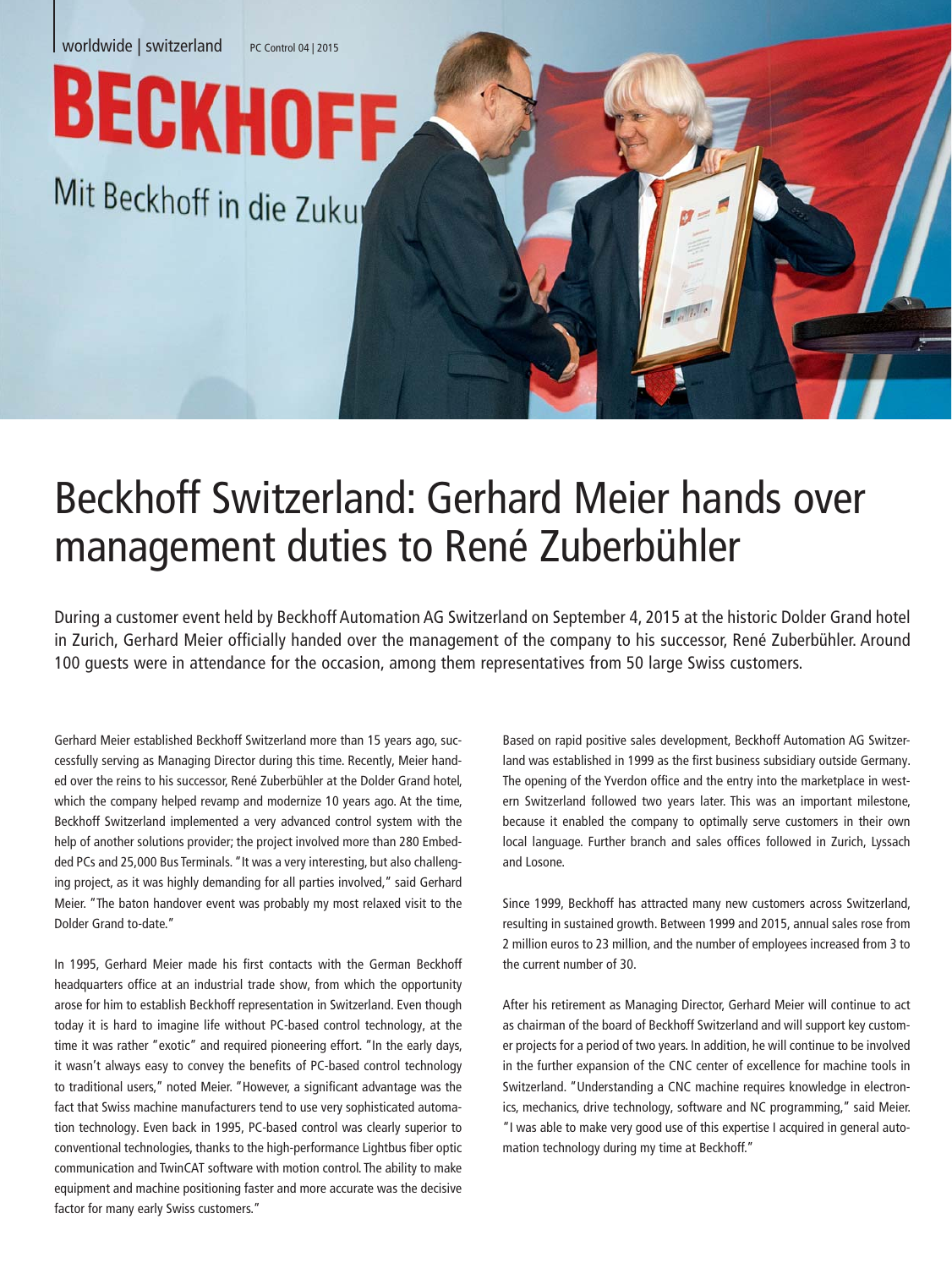# Beckhoff Switzerland: Gerhard Meier hands over management duties to René Zuberbühler

During a customer event held by Beckhoff Automation AG Switzerland on September 4, 2015 at the historic Dolder Grand hotel in Zurich, Gerhard Meier officially handed over the management of the company to his successor, René Zuberbühler. Around 100 guests were in attendance for the occasion, among them representatives from 50 large Swiss customers.

Gerhard Meier established Beckhoff Switzerland more than 15 years ago, successfully serving as Managing Director during this time. Recently, Meier handed over the reins to his successor, René Zuberbühler at the Dolder Grand hotel, which the company helped revamp and modernize 10 years ago. At the time, Beckhoff Switzerland implemented a very advanced control system with the help of another solutions provider; the project involved more than 280 Embedded PCs and 25,000 Bus Terminals. "It was a very interesting, but also challenging project, as it was highly demanding for all parties involved," said Gerhard Meier. "The baton handover event was probably my most relaxed visit to the Dolder Grand to-date."

In 1995, Gerhard Meier made his first contacts with the German Beckhoff headquarters office at an industrial trade show, from which the opportunity arose for him to establish Beckhoff representation in Switzerland. Even though today it is hard to imagine life without PC-based control technology, at the time it was rather "exotic" and required pioneering effort. "In the early days, it wasn't always easy to convey the benefits of PC-based control technology to traditional users," noted Meier. "However, a significant advantage was the fact that Swiss machine manufacturers tend to use very sophisticated automation technology. Even back in 1995, PC-based control was clearly superior to conventional technologies, thanks to the high-performance Lightbus fiber optic communication and TwinCAT software with motion control. The ability to make equipment and machine positioning faster and more accurate was the decisive factor for many early Swiss customers."

Based on rapid positive sales development, Beckhoff Automation AG Switzerland was established in 1999 as the first business subsidiary outside Germany. The opening of the Yverdon office and the entry into the marketplace in western Switzerland followed two years later. This was an important milestone, because it enabled the company to optimally serve customers in their own local language. Further branch and sales offices followed in Zurich, Lyssach and Losone.

Since 1999, Beckhoff has attracted many new customers across Switzerland, resulting in sustained growth. Between 1999 and 2015, annual sales rose from 2 million euros to 23 million, and the number of employees increased from 3 to the current number of 30.

After his retirement as Managing Director, Gerhard Meier will continue to act as chairman of the board of Beckhoff Switzerland and will support key customer projects for a period of two years. In addition, he will continue to be involved in the further expansion of the CNC center of excellence for machine tools in Switzerland. "Understanding a CNC machine requires knowledge in electronics, mechanics, drive technology, software and NC programming," said Meier. "I was able to make very good use of this expertise I acquired in general automation technology during my time at Beckhoff."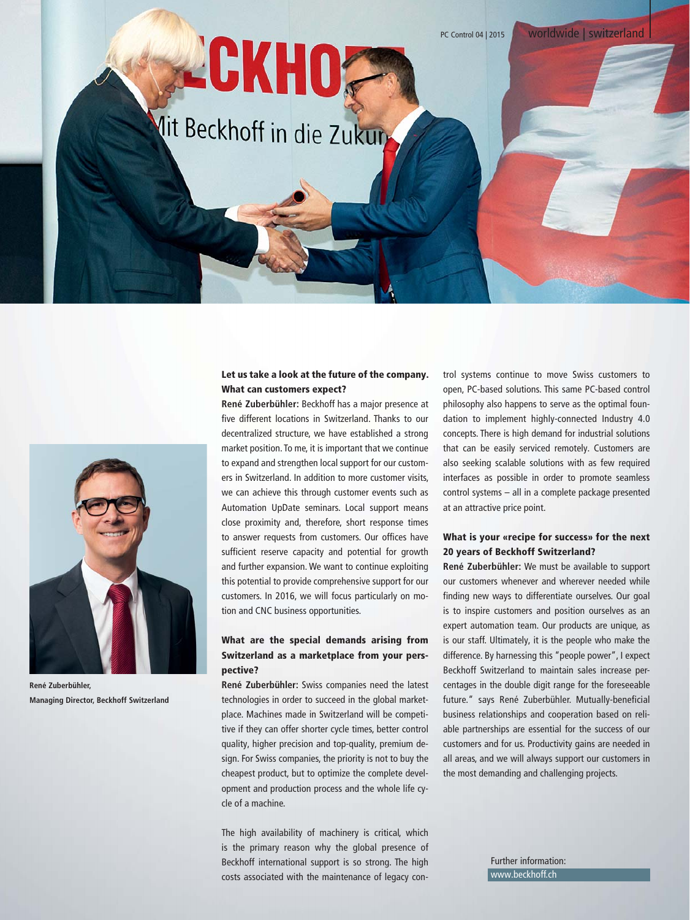René Zuberbühler,
Managing Director, Beckhoff Switzerland

**Let us take a look at the future of the company. What can customers expect?**

**René Zuberbühler:** Beckhoff has a major presence at five different locations in Switzerland. Thanks to our decentralized structure, we have established a strong market position. To me, it is important that we continue to expand and strengthen local support for our customers in Switzerland. In addition to more customer visits, we can achieve this through customer events such as Automation UpDate seminars. Local support means close proximity and, therefore, short response times to answer requests from customers. Our offices have sufficient reserve capacity and potential for growth and further expansion. We want to continue exploiting this potential to provide comprehensive support for our customers. In 2016, we will focus particularly on motion and CNC business opportunities.

**What are the special demands arising from Switzerland as a marketplace from your perspective?**

**René Zuberbühler:** Swiss companies need the latest technologies in order to succeed in the global marketplace. Machines made in Switzerland will be competitive if they can offer shorter cycle times, better control quality, higher precision and top-quality, premium design. For Swiss companies, the priority is not to buy the cheapest product, but to optimize the complete development and production process and the whole life cycle of a machine.

The high availability of machinery is critical, which is the primary reason why the global presence of Beckhoff international support is so strong. The high costs associated with the maintenance of legacy control systems continue to move Swiss customers to open, PC-based solutions. This same PC-based control philosophy also happens to serve as the optimal foundation to implement highly-connected Industry 4.0 concepts. There is high demand for industrial solutions that can be easily serviced remotely. Customers are also seeking scalable solutions with as few required interfaces as possible in order to promote seamless control systems – all in a complete package presented at an attractive price point.

**What is your «recipe for success» for the next 20 years of Beckhoff Switzerland?**

**René Zuberbühler:** We must be available to support our customers whenever and wherever needed while finding new ways to differentiate ourselves. Our goal is to inspire customers and position ourselves as an expert automation team. Our products are unique, as is our staff. Ultimately, it is the people who make the difference. By harnessing this "people power", I expect Beckhoff Switzerland to maintain sales increase percentages in the double digit range for the foreseeable future." says René Zuberbühler. Mutually-beneficial business relationships and cooperation based on reliable partnerships are essential for the success of our customers and for us. Productivity gains are needed in all areas, and we will always support our customers in the most demanding and challenging projects.

Further information:
www.beckhoff.ch